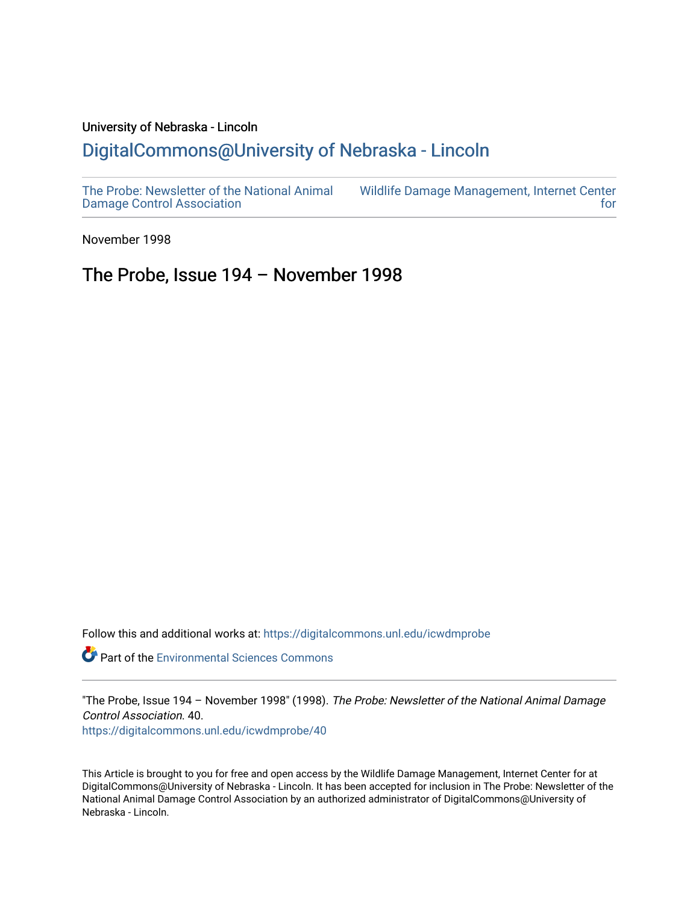University of Nebraska - Lincoln

# DigitalCommons@University of Nebraska - Lincoln

The Probe: Newsletter of the National Animal Damage Control Association

Wildlife Damage Management, Internet Center for

November 1998

## The Probe, Issue 194 – November 1998

Follow this and additional works at: https://digitalcommons.unl.edu/icwdmprobe

Part of the Environmental Sciences Commons

"The Probe, Issue 194 – November 1998" (1998). *The Probe: Newsletter of the National Animal Damage Control Association*. 40.
https://digitalcommons.unl.edu/icwdmprobe/40

This Article is brought to you for free and open access by the Wildlife Damage Management, Internet Center for at DigitalCommons@University of Nebraska - Lincoln. It has been accepted for inclusion in The Probe: Newsletter of the National Animal Damage Control Association by an authorized administrator of DigitalCommons@University of Nebraska - Lincoln.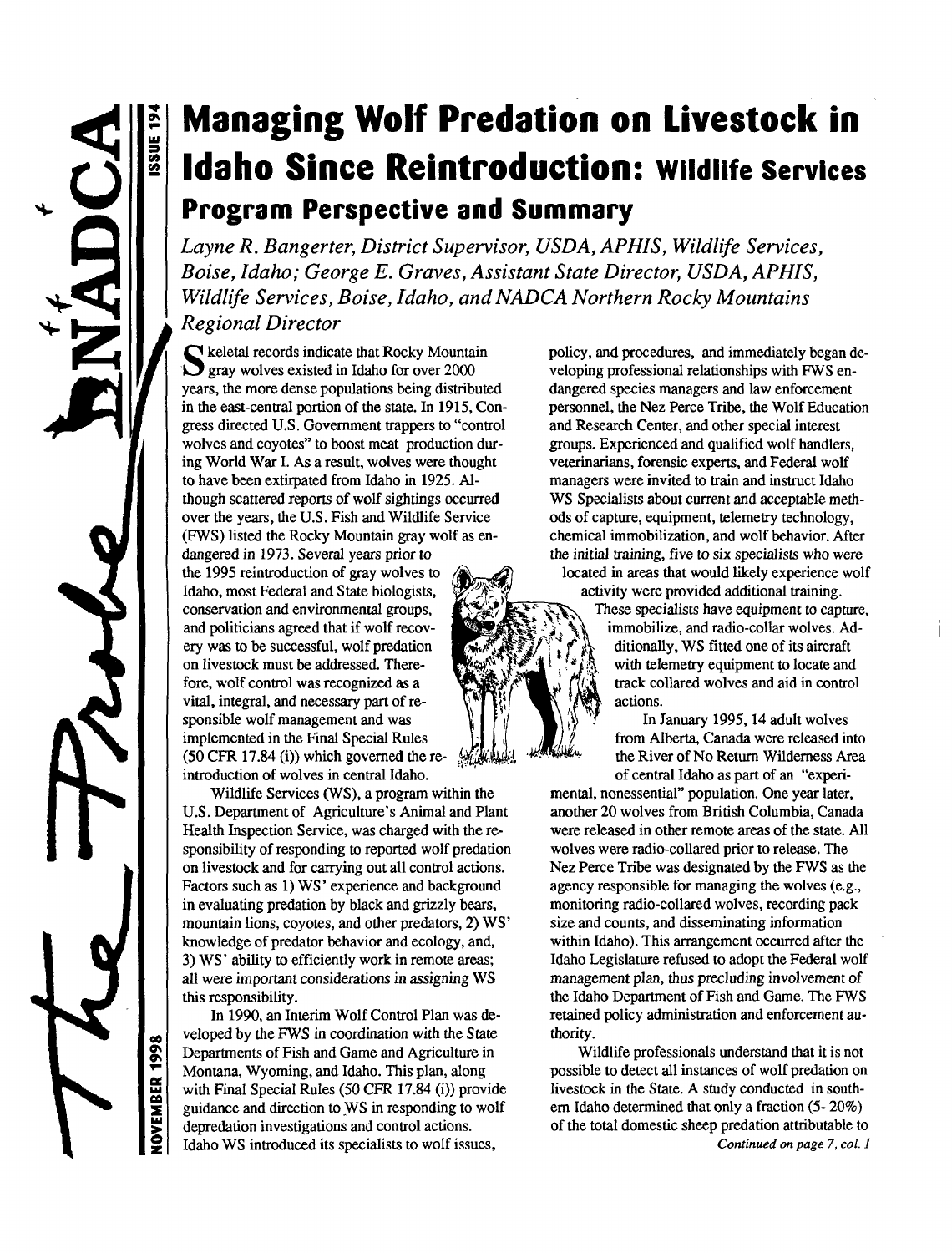# Managing Wolf Predation on Livestock in Idaho Since Reintroduction: Wildlife Services Program Perspective and Summary

*Layne R. Bangerter, District Supervisor, USDA, APHIS, Wildlife Services, Boise, Idaho; George E. Graves, Assistant State Director, USDA, APHIS, Wildlife Services, Boise, Idaho, and NADCA Northern Rocky Mountains Regional Director*

Skeletal records indicate that Rocky Mountain gray wolves existed in Idaho for over 2000 years, the more dense populations being distributed in the east-central portion of the state. In 1915, Congress directed U.S. Government trappers to "control wolves and coyotes" to boost meat production during World War I. As a result, wolves were thought to have been extirpated from Idaho in 1925. Although scattered reports of wolf sightings occurred over the years, the U.S. Fish and Wildlife Service (FWS) listed the Rocky Mountain gray wolf as endangered in 1973. Several years prior to the 1995 reintroduction of gray wolves to Idaho, most Federal and State biologists, conservation and environmental groups, and politicians agreed that if wolf recovery was to be successful, wolf predation on livestock must be addressed. Therefore, wolf control was recognized as a vital, integral, and necessary part of responsible wolf management and was implemented in the Final Special Rules (50 CFR 17.84 (i)) which governed the reintroduction of wolves in central Idaho.

Wildlife Services (WS), a program within the U.S. Department of Agriculture's Animal and Plant Health Inspection Service, was charged with the responsibility of responding to reported wolf predation on livestock and for carrying out all control actions. Factors such as 1) WS' experience and background in evaluating predation by black and grizzly bears, mountain lions, coyotes, and other predators, 2) WS' knowledge of predator behavior and ecology, and, 3) WS' ability to efficiently work in remote areas; all were important considerations in assigning WS this responsibility.

In 1990, an Interim Wolf Control Plan was developed by the FWS in coordination with the State Departments of Fish and Game and Agriculture in Montana, Wyoming, and Idaho. This plan, along with Final Special Rules (50 CFR 17.84 (i)) provide guidance and direction to WS in responding to wolf depredation investigations and control actions. Idaho WS introduced its specialists to wolf issues, policy, and procedures, and immediately began developing professional relationships with FWS endangered species managers and law enforcement personnel, the Nez Perce Tribe, the Wolf Education and Research Center, and other special interest groups. Experienced and qualified wolf handlers, veterinarians, forensic experts, and Federal wolf managers were invited to train and instruct Idaho WS Specialists about current and acceptable methods of capture, equipment, telemetry technology, chemical immobilization, and wolf behavior. After the initial training, five to six specialists who were located in areas that would likely experience wolf activity were provided additional training. These specialists have equipment to capture, immobilize, and radio-collar wolves. Additionally, WS fitted one of its aircraft with telemetry equipment to locate and track collared wolves and aid in control actions.

In January 1995, 14 adult wolves from Alberta, Canada were released into the River of No Return Wilderness Area of central Idaho as part of an "experimental, nonessential" population. One year later, another 20 wolves from British Columbia, Canada were released in other remote areas of the state. All wolves were radio-collared prior to release. The Nez Perce Tribe was designated by the FWS as the agency responsible for managing the wolves (e.g., monitoring radio-collared wolves, recording pack size and counts, and disseminating information within Idaho). This arrangement occurred after the Idaho Legislature refused to adopt the Federal wolf management plan, thus precluding involvement of the Idaho Department of Fish and Game. The FWS retained policy administration and enforcement authority.

Wildlife professionals understand that it is not possible to detect all instances of wolf predation on livestock in the State. A study conducted in southern Idaho determined that only a fraction (5- 20%) of the total domestic sheep predation attributable to

*Continued on page 7, col. 1*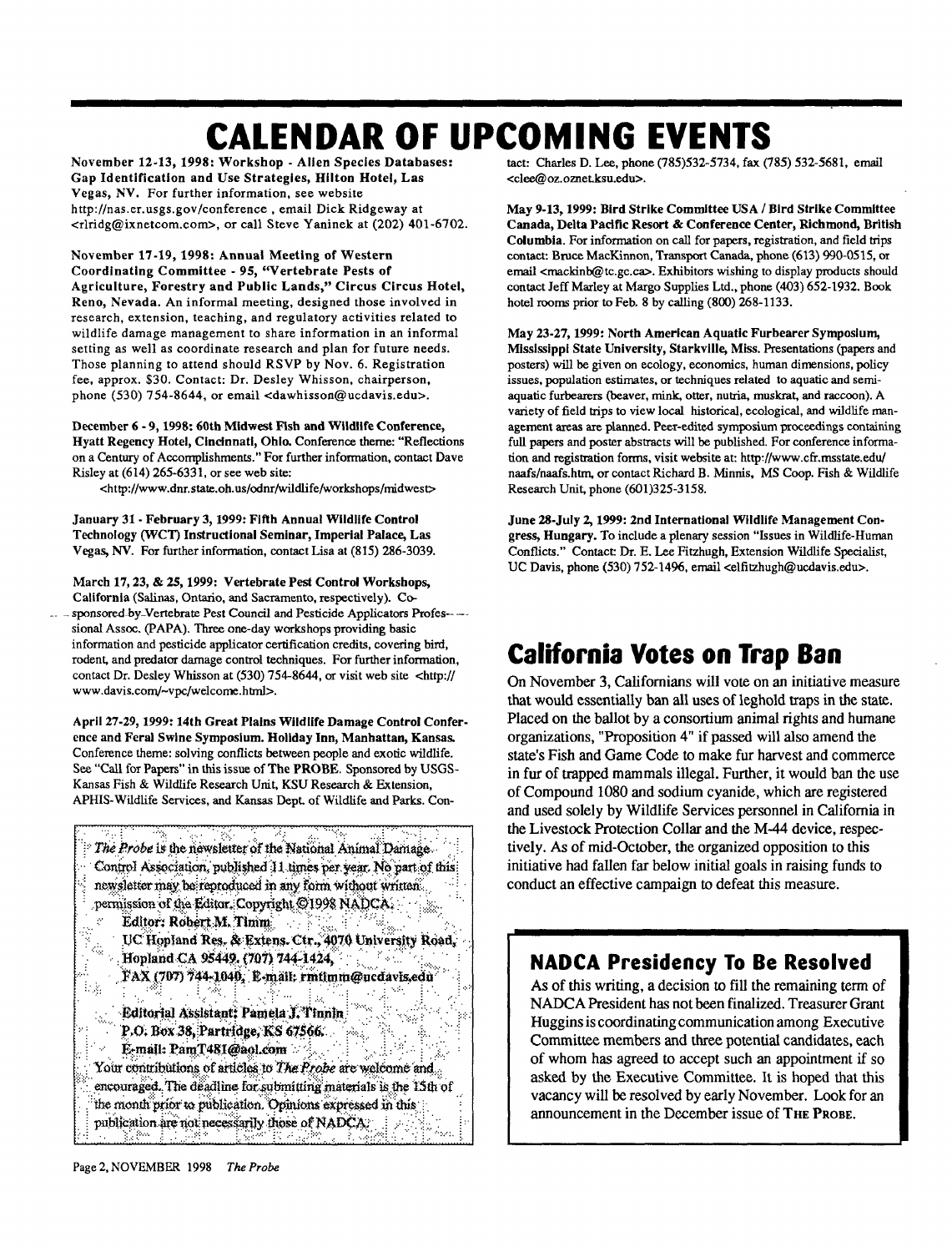# CALENDAR OF UPCOMING EVENTS

**November 12-13, 1998: Workshop - Alien Species Databases: Gap Identification and Use Strategies, Hilton Hotel, Las Vegas, NV.** For further information, see website http://nas.er.usgs.gov/conference , email Dick Ridgeway at <rlridg@ixnetcom.com>, or call Steve Yaninek at (202) 401-6702.

**November 17-19, 1998: Annual Meeting of Western Coordinating Committee - 95, "Vertebrate Pests of Agriculture, Forestry and Public Lands," Circus Circus Hotel, Reno, Nevada.** An informal meeting, designed those involved in research, extension, teaching, and regulatory activities related to wildlife damage management to share information in an informal setting as well as coordinate research and plan for future needs. Those planning to attend should RSVP by Nov. 6. Registration fee, approx. $30. Contact: Dr. Desley Whisson, chairperson, phone (530) 754-8644, or email <dawhisson@ucdavis.edu>.

**December 6 - 9, 1998: 60th Midwest Fish and Wildlife Conference, Hyatt Regency Hotel, Cincinnati, Ohio.** Conference theme: "Reflections on a Century of Accomplishments." For further information, contact Dave Risley at (614) 265-6331, or see web site: <http://www.dnr.state.oh.us/odnr/wildlife/workshops/midwest>

**January 31 - February 3, 1999: Fifth Annual Wildlife Control Technology (WCT) Instructional Seminar, Imperial Palace, Las Vegas, NV.** For further information, contact Lisa at (815) 286-3039.

**March 17, 23, & 25, 1999: Vertebrate Pest Control Workshops, California** (Salinas, Ontario, and Sacramento, respectively). Co-sponsored by Vertebrate Pest Council and Pesticide Applicators Professional Assoc. (PAPA). Three one-day workshops providing basic information and pesticide applicator certification credits, covering bird, rodent, and predator damage control techniques. For further information, contact Dr. Desley Whisson at (530) 754-8644, or visit web site <http://www.davis.com/~vpc/welcome.html>.

**April 27-29, 1999: 14th Great Plains Wildlife Damage Control Conference and Feral Swine Symposium. Holiday Inn, Manhattan, Kansas.** Conference theme: solving conflicts between people and exotic wildlife. See "Call for Papers" in this issue of The PROBE. Sponsored by USGS-Kansas Fish & Wildlife Research Unit, KSU Research & Extension, APHIS-Wildlife Services, and Kansas Dept. of Wildlife and Parks. Contact: Charles D. Lee, phone (785)532-5734, fax (785) 532-5681, email <clee@oz.oznet.ksu.edu>.

**May 9-13, 1999: Bird Strike Committee USA / Bird Strike Committee Canada, Delta Pacific Resort & Conference Center, Richmond, British Columbia.** For information on call for papers, registration, and field trips contact: Bruce MacKinnon, Transport Canada, phone (613) 990-0515, or email <mackinb@tc.gc.ca>. Exhibitors wishing to display products should contact Jeff Marley at Margo Supplies Ltd., phone (403) 652-1932. Book hotel rooms prior to Feb. 8 by calling (800) 268-1133.

**May 23-27, 1999: North American Aquatic Furbearer Symposium, Mississippi State University, Starkville, Miss.** Presentations (papers and posters) will be given on ecology, economics, human dimensions, policy issues, population estimates, or techniques related to aquatic and semi-aquatic furbearers (beaver, mink, otter, nutria, muskrat, and raccoon). A variety of field trips to view local historical, ecological, and wildlife management areas are planned. Peer-edited symposium proceedings containing full papers and poster abstracts will be published. For conference information and registration forms, visit website at: http://www.cfr.msstate.edu/naafs/naafs.htm, or contact Richard B. Minnis, MS Coop. Fish & Wildlife Research Unit, phone (601)325-3158.

**June 28-July 2, 1999: 2nd International Wildlife Management Congress, Hungary.** To include a plenary session "Issues in Wildlife-Human Conflicts." Contact: Dr. E. Lee Fitzhugh, Extension Wildlife Specialist, UC Davis, phone (530) 752-1496, email <elfitzhugh@ucdavis.edu>.

*The Probe* is the newsletter of the National Animal Damage Control Association, published 11 times per year. No part of this newsletter may be reproduced in any form without written permission of the Editor. Copyright ©1998 NADCA.

**Editor: Robert M. Timm**
UC Hopland Res. & Extens. Ctr., 4070 University Road, Hopland CA 95449. (707) 744-1424,
FAX (707) 744-1040, E-mail: rmtimm@ucdavis.edu

**Editorial Assistant: Pamela J. Tinnin**
P.O. Box 38, Partridge, KS 67566.
E-mail: PamT481@aol.com

Your contributions of articles to *The Probe* are welcome and encouraged. The deadline for submitting materials is the 15th of the month prior to publication. Opinions expressed in this publication are not necessarily those of NADCA.

## California Votes on Trap Ban

On November 3, Californians will vote on an initiative measure that would essentially ban all uses of leghold traps in the state. Placed on the ballot by a consortium animal rights and humane organizations, "Proposition 4" if passed will also amend the state's Fish and Game Code to make fur harvest and commerce in fur of trapped mammals illegal. Further, it would ban the use of Compound 1080 and sodium cyanide, which are registered and used solely by Wildlife Services personnel in California in the Livestock Protection Collar and the M-44 device, respectively. As of mid-October, the organized opposition to this initiative had fallen far below initial goals in raising funds to conduct an effective campaign to defeat this measure.

## NADCA Presidency To Be Resolved

As of this writing, a decision to fill the remaining term of NADCA President has not been finalized. Treasurer Grant Huggins is coordinating communication among Executive Committee members and three potential candidates, each of whom has agreed to accept such an appointment if so asked by the Executive Committee. It is hoped that this vacancy will be resolved by early November. Look for an announcement in the December issue of THE PROBE.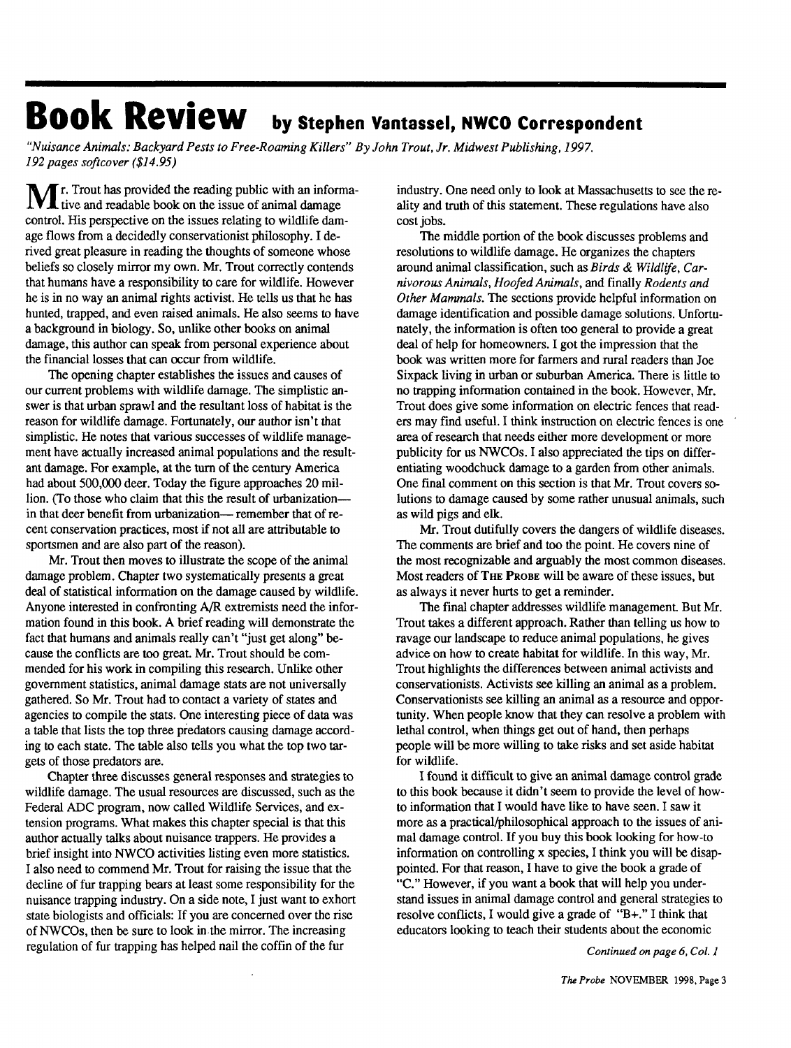# Book Review by Stephen Vantassel, NWCO Correspondent

*"Nuisance Animals: Backyard Pests to Free-Roaming Killers" By John Trout, Jr. Midwest Publishing, 1997. 192 pages softcover ($14.95)*

Mr. Trout has provided the reading public with an informative and readable book on the issue of animal damage control. His perspective on the issues relating to wildlife damage flows from a decidedly conservationist philosophy. I derived great pleasure in reading the thoughts of someone whose beliefs so closely mirror my own. Mr. Trout correctly contends that humans have a responsibility to care for wildlife. However he is in no way an animal rights activist. He tells us that he has hunted, trapped, and even raised animals. He also seems to have a background in biology. So, unlike other books on animal damage, this author can speak from personal experience about the financial losses that can occur from wildlife.

The opening chapter establishes the issues and causes of our current problems with wildlife damage. The simplistic answer is that urban sprawl and the resultant loss of habitat is the reason for wildlife damage. Fortunately, our author isn't that simplistic. He notes that various successes of wildlife management have actually increased animal populations and the resultant damage. For example, at the turn of the century America had about 500,000 deer. Today the figure approaches 20 million. (To those who claim that this the result of urbanization— in that deer benefit from urbanization— remember that of recent conservation practices, most if not all are attributable to sportsmen and are also part of the reason).

Mr. Trout then moves to illustrate the scope of the animal damage problem. Chapter two systematically presents a great deal of statistical information on the damage caused by wildlife. Anyone interested in confronting A/R extremists need the information found in this book. A brief reading will demonstrate the fact that humans and animals really can't "just get along" because the conflicts are too great. Mr. Trout should be commended for his work in compiling this research. Unlike other government statistics, animal damage stats are not universally gathered. So Mr. Trout had to contact a variety of states and agencies to compile the stats. One interesting piece of data was a table that lists the top three predators causing damage according to each state. The table also tells you what the top two targets of those predators are.

Chapter three discusses general responses and strategies to wildlife damage. The usual resources are discussed, such as the Federal ADC program, now called Wildlife Services, and extension programs. What makes this chapter special is that this author actually talks about nuisance trappers. He provides a brief insight into NWCO activities listing even more statistics. I also need to commend Mr. Trout for raising the issue that the decline of fur trapping bears at least some responsibility for the nuisance trapping industry. On a side note, I just want to exhort state biologists and officials: If you are concerned over the rise of NWCOs, then be sure to look in the mirror. The increasing regulation of fur trapping has helped nail the coffin of the fur industry. One need only to look at Massachusetts to see the reality and truth of this statement. These regulations have also cost jobs.

The middle portion of the book discusses problems and resolutions to wildlife damage. He organizes the chapters around animal classification, such as *Birds & Wildlife*, *Carnivorous Animals*, *Hoofed Animals*, and finally *Rodents and Other Mammals*. The sections provide helpful information on damage identification and possible damage solutions. Unfortunately, the information is often too general to provide a great deal of help for homeowners. I got the impression that the book was written more for farmers and rural readers than Joe Sixpack living in urban or suburban America. There is little to no trapping information contained in the book. However, Mr. Trout does give some information on electric fences that readers may find useful. I think instruction on electric fences is one area of research that needs either more development or more publicity for us NWCOs. I also appreciated the tips on differentiating woodchuck damage to a garden from other animals. One final comment on this section is that Mr. Trout covers solutions to damage caused by some rather unusual animals, such as wild pigs and elk.

Mr. Trout dutifully covers the dangers of wildlife diseases. The comments are brief and too the point. He covers nine of the most recognizable and arguably the most common diseases. Most readers of THE PROBE will be aware of these issues, but as always it never hurts to get a reminder.

The final chapter addresses wildlife management. But Mr. Trout takes a different approach. Rather than telling us how to ravage our landscape to reduce animal populations, he gives advice on how to create habitat for wildlife. In this way, Mr. Trout highlights the differences between animal activists and conservationists. Activists see killing an animal as a problem. Conservationists see killing an animal as a resource and opportunity. When people know that they can resolve a problem with lethal control, when things get out of hand, then perhaps people will be more willing to take risks and set aside habitat for wildlife.

I found it difficult to give an animal damage control grade to this book because it didn't seem to provide the level of how-to information that I would have like to have seen. I saw it more as a practical/philosophical approach to the issues of animal damage control. If you buy this book looking for how-to information on controlling x species, I think you will be disappointed. For that reason, I have to give the book a grade of "C." However, if you want a book that will help you understand issues in animal damage control and general strategies to resolve conflicts, I would give a grade of "B+." I think that educators looking to teach their students about the economic

*Continued on page 6, Col. 1*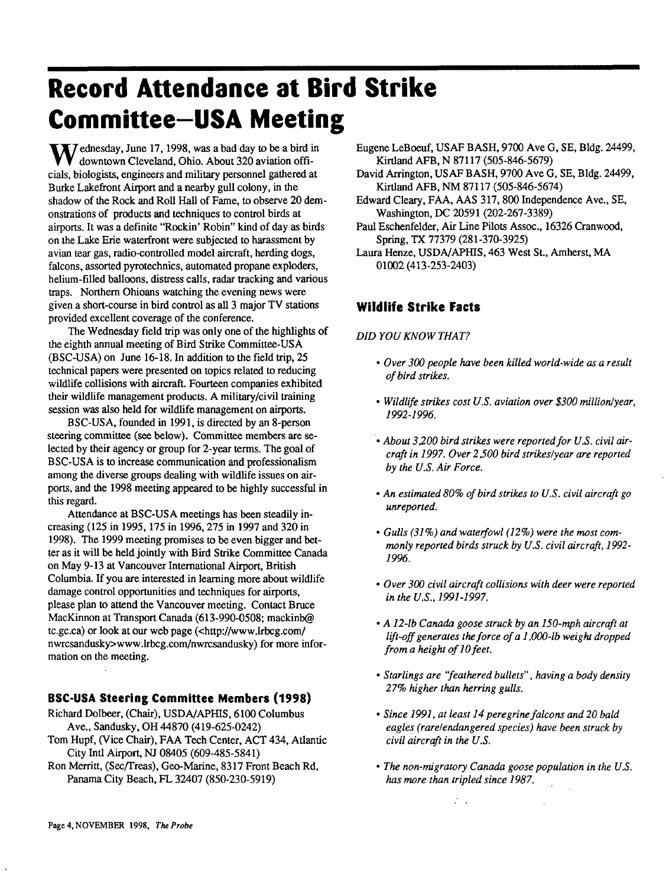# Record Attendance at Bird Strike Committee–USA Meeting

Wednesday, June 17, 1998, was a bad day to be a bird in downtown Cleveland, Ohio. About 320 aviation officials, biologists, engineers and military personnel gathered at Burke Lakefront Airport and a nearby gull colony, in the shadow of the Rock and Roll Hall of Fame, to observe 20 demonstrations of products and techniques to control birds at airports. It was a definite "Rockin' Robin" kind of day as birds on the Lake Erie waterfront were subjected to harassment by avian tear gas, radio-controlled model aircraft, herding dogs, falcons, assorted pyrotechnics, automated propane exploders, helium-filled balloons, distress calls, radar tracking and various traps. Northern Ohioans watching the evening news were given a short-course in bird control as all 3 major TV stations provided excellent coverage of the conference.

The Wednesday field trip was only one of the highlights of the eighth annual meeting of Bird Strike Committee-USA (BSC-USA) on June 16-18. In addition to the field trip, 25 technical papers were presented on topics related to reducing wildlife collisions with aircraft. Fourteen companies exhibited their wildlife management products. A military/civil training session was also held for wildlife management on airports.

BSC-USA, founded in 1991, is directed by an 8-person steering committee (see below). Committee members are selected by their agency or group for 2-year terms. The goal of BSC-USA is to increase communication and professionalism among the diverse groups dealing with wildlife issues on airports, and the 1998 meeting appeared to be highly successful in this regard.

Attendance at BSC-USA meetings has been steadily increasing (125 in 1995, 175 in 1996, 275 in 1997 and 320 in 1998). The 1999 meeting promises to be even bigger and better as it will be held jointly with Bird Strike Committee Canada on May 9-13 at Vancouver International Airport, British Columbia. If you are interested in learning more about wildlife damage control opportunities and techniques for airports, please plan to attend the Vancouver meeting. Contact Bruce MacKinnon at Transport Canada (613-990-0508; mackinb@tc.gc.ca) or look at our web page (<http://www.lrbcg.com/nwrcsandusky>www.lrbcg.com/nwrcsandusky) for more information on the meeting.

### BSC-USA Steering Committee Members (1998)

Richard Dolbeer, (Chair), USDA/APHIS, 6100 Columbus Ave., Sandusky, OH 44870 (419-625-0242)

Tom Hupf, (Vice Chair), FAA Tech Center, ACT 434, Atlantic City Intl Airport, NJ 08405 (609-485-5841)

Ron Merritt, (Sec/Treas), Geo-Marine, 8317 Front Beach Rd, Panama City Beach, FL 32407 (850-230-5919)

Eugene LeBoeuf, USAF BASH, 9700 Ave G, SE, Bldg. 24499, Kirtland AFB, N 87117 (505-846-5679)

David Arrington, USAF BASH, 9700 Ave G, SE, Bldg. 24499, Kirtland AFB, NM 87117 (505-846-5674)

Edward Cleary, FAA, AAS 317, 800 Independence Ave., SE, Washington, DC 20591 (202-267-3389)

Paul Eschenfelder, Air Line Pilots Assoc., 16326 Cranwood, Spring, TX 77379 (281-370-3925)

Laura Henze, USDA/APHIS, 463 West St., Amherst, MA 01002 (413-253-2403)

### Wildlife Strike Facts

*DID YOU KNOW THAT?*

- *Over 300 people have been killed world-wide as a result of bird strikes.*
- *Wildlife strikes cost U.S. aviation over $300 million/year, 1992-1996.*
- *About 3,200 bird strikes were reported for U.S. civil aircraft in 1997. Over 2,500 bird strikes/year are reported by the U.S. Air Force.*
- *An estimated 80% of bird strikes to U.S. civil aircraft go unreported.*
- *Gulls (31%) and waterfowl (12%) were the most commonly reported birds struck by U.S. civil aircraft, 1992-1996.*
- *Over 300 civil aircraft collisions with deer were reported in the U.S., 1991-1997.*
- *A 12-lb Canada goose struck by an 150-mph aircraft at lift-off generates the force of a 1,000-lb weight dropped from a height of 10 feet.*
- *Starlings are "feathered bullets", having a body density 27% higher than herring gulls.*
- *Since 1991, at least 14 peregrine falcons and 20 bald eagles (rare/endangered species) have been struck by civil aircraft in the U.S.*
- *The non-migratory Canada goose population in the U.S. has more than tripled since 1987.*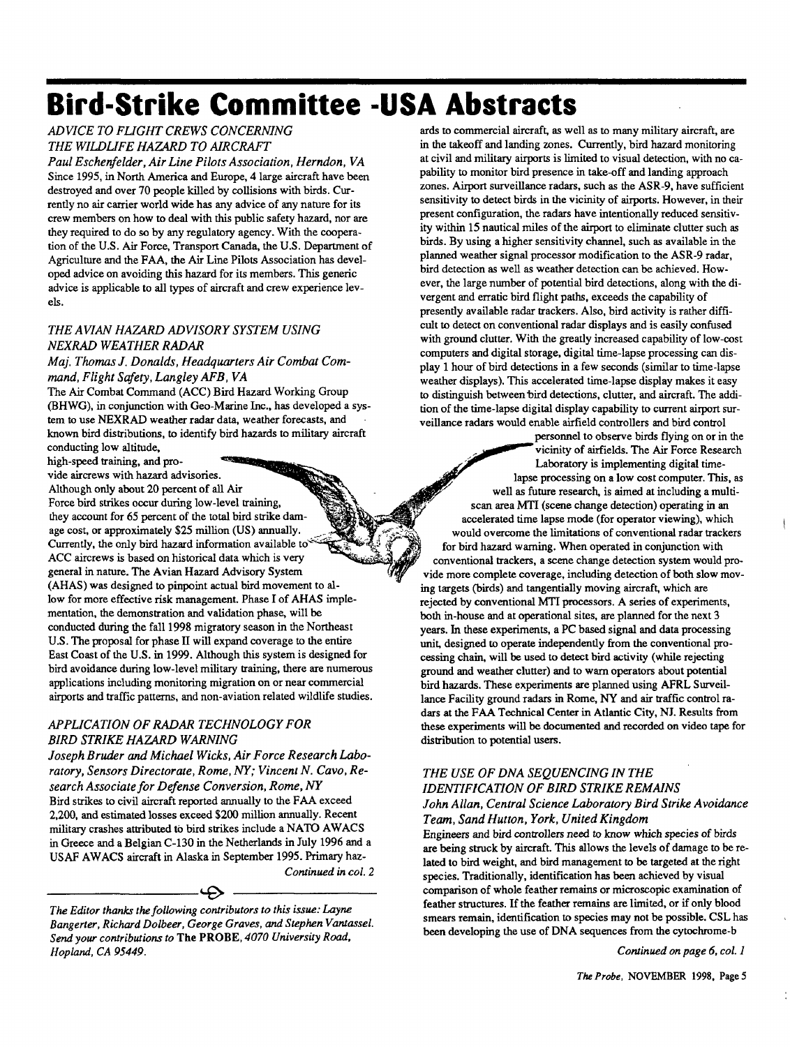# Bird-Strike Committee -USA Abstracts

### *ADVICE TO FLIGHT CREWS CONCERNING THE WILDLIFE HAZARD TO AIRCRAFT*

***Paul Eschenfelder, Air Line Pilots Association, Herndon, VA***

Since 1995, in North America and Europe, 4 large aircraft have been destroyed and over 70 people killed by collisions with birds. Currently no air carrier world wide has any advice of any nature for its crew members on how to deal with this public safety hazard, nor are they required to do so by any regulatory agency. With the cooperation of the U.S. Air Force, Transport Canada, the U.S. Department of Agriculture and the FAA, the Air Line Pilots Association has developed advice on avoiding this hazard for its members. This generic advice is applicable to all types of aircraft and crew experience levels.

### *THE AVIAN HAZARD ADVISORY SYSTEM USING NEXRAD WEATHER RADAR*

***Maj. Thomas J. Donalds, Headquarters Air Combat Command, Flight Safety, Langley AFB, VA***

The Air Combat Command (ACC) Bird Hazard Working Group (BHWG), in conjunction with Geo-Marine Inc., has developed a system to use NEXRAD weather radar data, weather forecasts, and known bird distributions, to identify bird hazards to military aircraft conducting low altitude, high-speed training, and provide aircrews with hazard advisories. Although only about 20 percent of all Air Force bird strikes occur during low-level training, they account for 65 percent of the total bird strike damage cost, or approximately $25 million (US) annually. Currently, the only bird hazard information available to ACC aircrews is based on historical data which is very general in nature. The Avian Hazard Advisory System (AHAS) was designed to pinpoint actual bird movement to allow for more effective risk management. Phase I of AHAS implementation, the demonstration and validation phase, will be conducted during the fall 1998 migratory season in the Northeast U.S. The proposal for phase II will expand coverage to the entire East Coast of the U.S. in 1999. Although this system is designed for bird avoidance during low-level military training, there are numerous applications including monitoring migration on or near commercial airports and traffic patterns, and non-aviation related wildlife studies.

### *APPLICATION OF RADAR TECHNOLOGY FOR BIRD STRIKE HAZARD WARNING*

***Joseph Bruder and Michael Wicks, Air Force Research Laboratory, Sensors Directorate, Rome, NY; Vincent N. Cavo, Research Associate for Defense Conversion, Rome, NY***

Bird strikes to civil aircraft reported annually to the FAA exceed 2,200, and estimated losses exceed $200 million annually. Recent military crashes attributed to bird strikes include a NATO AWACS in Greece and a Belgian C-130 in the Netherlands in July 1996 and a USAF AWACS aircraft in Alaska in September 1995. Primary hazards to commercial aircraft, as well as to many military aircraft, are in the takeoff and landing zones. Currently, bird hazard monitoring at civil and military airports is limited to visual detection, with no capability to monitor bird presence in take-off and landing approach zones. Airport surveillance radars, such as the ASR-9, have sufficient sensitivity to detect birds in the vicinity of airports. However, in their present configuration, the radars have intentionally reduced sensitivity within 15 nautical miles of the airport to eliminate clutter such as birds. By using a higher sensitivity channel, such as available in the planned weather signal processor modification to the ASR-9 radar, bird detection as well as weather detection can be achieved. However, the large number of potential bird detections, along with the divergent and erratic bird flight paths, exceeds the capability of presently available radar trackers. Also, bird activity is rather difficult to detect on conventional radar displays and is easily confused with ground clutter. With the greatly increased capability of low-cost computers and digital storage, digital time-lapse processing can display 1 hour of bird detections in a few seconds (similar to time-lapse weather displays). This accelerated time-lapse display makes it easy to distinguish between bird detections, clutter, and aircraft. The addition of the time-lapse digital display capability to current airport surveillance radars would enable airfield controllers and bird control personnel to observe birds flying on or in the vicinity of airfields. The Air Force Research Laboratory is implementing digital time-lapse processing on a low cost computer. This, as well as future research, is aimed at including a multi-scan area MTI (scene change detection) operating in an accelerated time lapse mode (for operator viewing), which would overcome the limitations of conventional radar trackers for bird hazard warning. When operated in conjunction with conventional trackers, a scene change detection system would provide more complete coverage, including detection of both slow moving targets (birds) and tangentially moving aircraft, which are rejected by conventional MTI processors. A series of experiments, both in-house and at operational sites, are planned for the next 3 years. In these experiments, a PC based signal and data processing unit, designed to operate independently from the conventional processing chain, will be used to detect bird activity (while rejecting ground and weather clutter) and to warn operators about potential bird hazards. These experiments are planned using AFRL Surveillance Facility ground radars in Rome, NY and air traffic control radars at the FAA Technical Center in Atlantic City, NJ. Results from these experiments will be documented and recorded on video tape for distribution to potential users.

### *THE USE OF DNA SEQUENCING IN THE IDENTIFICATION OF BIRD STRIKE REMAINS*

***John Allan, Central Science Laboratory Bird Strike Avoidance Team, Sand Hutton, York, United Kingdom***

Engineers and bird controllers need to know which species of birds are being struck by aircraft. This allows the levels of damage to be related to bird weight, and bird management to be targeted at the right species. Traditionally, identification has been achieved by visual comparison of whole feather remains or microscopic examination of feather structures. If the feather remains are limited, or if only blood smears remain, identification to species may not be possible. CSL has been developing the use of DNA sequences from the cytochrome-b

*Continued on page 6, col. 1*

---

*The Editor thanks the following contributors to this issue: Layne Bangerter, Richard Dolbeer, George Graves, and Stephen Vantassel. Send your contributions to* **The PROBE**, *4070 University Road, Hopland, CA 95449.*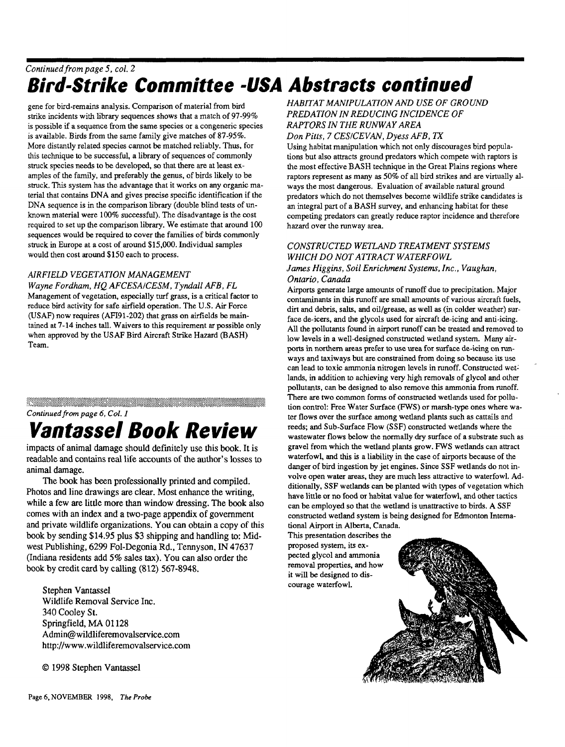*Continued from page 5, col. 2*

# Bird-Strike Committee -USA Abstracts continued

gene for bird-remains analysis. Comparison of material from bird strike incidents with library sequences shows that a match of 97-99% is possible if a sequence from the same species or a congeneric species is available. Birds from the same family give matches of 87-95%. More distantly related species cannot be matched reliably. Thus, for this technique to be successful, a library of sequences of commonly struck species needs to be developed, so that there are at least examples of the family, and preferably the genus, of birds likely to be struck. This system has the advantage that it works on any organic material that contains DNA and gives precise specific identification if the DNA sequence is in the comparison library (double blind tests of unknown material were 100% successful). The disadvantage is the cost required to set up the comparison library. We estimate that around 100 sequences would be required to cover the families of birds commonly struck in Europe at a cost of around $15,000. Individual samples would then cost around $150 each to process.

### *AIRFIELD VEGETATION MANAGEMENT*

*Wayne Fordham, HQ AFCESA/CESM, Tyndall AFB, FL*

Management of vegetation, especially turf grass, is a critical factor to reduce bird activity for safe airfield operation. The U.S. Air Force (USAF) now requires (AFI91-202) that grass on airfields be maintained at 7-14 inches tall. Waivers to this requirement ar possible only when approved by the USAF Bird Aircraft Strike Hazard (BASH) Team.

### *HABITAT MANIPULATION AND USE OF GROUND PREDATION IN REDUCING INCIDENCE OF RAPTORS IN THE RUNWAY AREA*

*Don Pitts, 7 CES/CEVAN, Dyess AFB, TX*

Using habitat manipulation which not only discourages bird populations but also attracts ground predators which compete with raptors is the most effective BASH technique in the Great Plains regions where raptors represent as many as 50% of all bird strikes and are virtually always the most dangerous. Evaluation of available natural ground predators which do not themselves become wildlife strike candidates is an integral part of a BASH survey, and enhancing habitat for these competing predators can greatly reduce raptor incidence and therefore hazard over the runway area.

### *CONSTRUCTED WETLAND TREATMENT SYSTEMS WHICH DO NOT ATTRACT WATERFOWL*

*James Higgins, Soil Enrichment Systems, Inc., Vaughan, Ontario, Canada*

Airports generate large amounts of runoff due to precipitation. Major contaminants in this runoff are small amounts of various aircraft fuels, dirt and debris, salts, and oil/grease, as well as (in colder weather) surface de-icers, and the glycols used for aircraft de-icing and anti-icing. All the pollutants found in airport runoff can be treated and removed to low levels in a well-designed constructed wetland system. Many airports in northern areas prefer to use urea for surface de-icing on runways and taxiways but are constrained from doing so because its use can lead to toxic ammonia nitrogen levels in runoff. Constructed wetlands, in addition to achieving very high removals of glycol and other pollutants, can be designed to also remove this ammonia from runoff. There are two common forms of constructed wetlands used for pollution control: Free Water Surface (FWS) or marsh-type ones where water flows over the surface among wetland plants such as cattails and reeds; and Sub-Surface Flow (SSF) constructed wetlands where the wastewater flows below the normally dry surface of a substrate such as gravel from which the wetland plants grow. FWS wetlands can attract waterfowl, and this is a liability in the case of airports because of the danger of bird ingestion by jet engines. Since SSF wetlands do not involve open water areas, they are much less attractive to waterfowl. Additionally, SSF wetlands can be planted with types of vegetation which have little or no food or habitat value for waterfowl, and other tactics can be employed so that the wetland is unattractive to birds. A SSF constructed wetland system is being designed for Edmonton International Airport in Alberta, Canada.

This presentation describes the proposed system, its expected glycol and ammonia removal properties, and how it will be designed to discourage waterfowl.

*Continued from page 6, Col. 1*

# Vantassel Book Review

impacts of animal damage should definitely use this book. It is readable and contains real life accounts of the author's losses to animal damage.

The book has been professionally printed and compiled. Photos and line drawings are clear. Most enhance the writing, while a few are little more than window dressing. The book also comes with an index and a two-page appendix of government and private wildlife organizations. You can obtain a copy of this book by sending $14.95 plus $3 shipping and handling to: Midwest Publishing, 6299 Fol-Degonia Rd., Tennyson, IN 47637 (Indiana residents add 5% sales tax). You can also order the book by credit card by calling (812) 567-8948.

Stephen Vantassel
Wildlife Removal Service Inc.
340 Cooley St.
Springfield, MA 01128
Admin@wildliferemovalservice.com
http://www.wildliferemovalservice.com

© 1998 Stephen Vantassel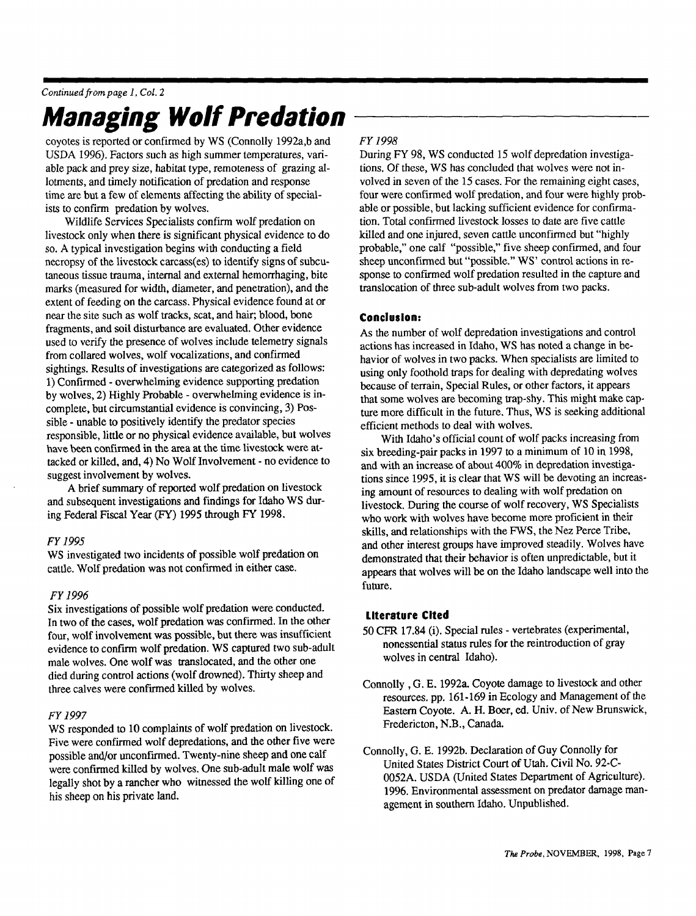*Continued from page 1, Col. 2*

# Managing Wolf Predation

coyotes is reported or confirmed by WS (Connolly 1992a,b and USDA 1996). Factors such as high summer temperatures, variable pack and prey size, habitat type, remoteness of grazing allotments, and timely notification of predation and response time are but a few of elements affecting the ability of specialists to confirm predation by wolves.

Wildlife Services Specialists confirm wolf predation on livestock only when there is significant physical evidence to do so. A typical investigation begins with conducting a field necropsy of the livestock carcass(es) to identify signs of subcutaneous tissue trauma, internal and external hemorrhaging, bite marks (measured for width, diameter, and penetration), and the extent of feeding on the carcass. Physical evidence found at or near the site such as wolf tracks, scat, and hair; blood, bone fragments, and soil disturbance are evaluated. Other evidence used to verify the presence of wolves include telemetry signals from collared wolves, wolf vocalizations, and confirmed sightings. Results of investigations are categorized as follows: 1) Confirmed - overwhelming evidence supporting predation by wolves, 2) Highly Probable - overwhelming evidence is incomplete, but circumstantial evidence is convincing, 3) Possible - unable to positively identify the predator species responsible, little or no physical evidence available, but wolves have been confirmed in the area at the time livestock were attacked or killed, and, 4) No Wolf Involvement - no evidence to suggest involvement by wolves.

A brief summary of reported wolf predation on livestock and subsequent investigations and findings for Idaho WS during Federal Fiscal Year (FY) 1995 through FY 1998.

*FY 1995*

WS investigated two incidents of possible wolf predation on cattle. Wolf predation was not confirmed in either case.

*FY 1996*

Six investigations of possible wolf predation were conducted. In two of the cases, wolf predation was confirmed. In the other four, wolf involvement was possible, but there was insufficient evidence to confirm wolf predation. WS captured two sub-adult male wolves. One wolf was translocated, and the other one died during control actions (wolf drowned). Thirty sheep and three calves were confirmed killed by wolves.

*FY 1997*

WS responded to 10 complaints of wolf predation on livestock. Five were confirmed wolf depredations, and the other five were possible and/or unconfirmed. Twenty-nine sheep and one calf were confirmed killed by wolves. One sub-adult male wolf was legally shot by a rancher who witnessed the wolf killing one of his sheep on his private land.

*FY 1998*

During FY 98, WS conducted 15 wolf depredation investigations. Of these, WS has concluded that wolves were not involved in seven of the 15 cases. For the remaining eight cases, four were confirmed wolf predation, and four were highly probable or possible, but lacking sufficient evidence for confirmation. Total confirmed livestock losses to date are five cattle killed and one injured, seven cattle unconfirmed but "highly probable," one calf "possible," five sheep confirmed, and four sheep unconfirmed but "possible." WS' control actions in response to confirmed wolf predation resulted in the capture and translocation of three sub-adult wolves from two packs.

### Conclusion:

As the number of wolf depredation investigations and control actions has increased in Idaho, WS has noted a change in behavior of wolves in two packs. When specialists are limited to using only foothold traps for dealing with depredating wolves because of terrain, Special Rules, or other factors, it appears that some wolves are becoming trap-shy. This might make capture more difficult in the future. Thus, WS is seeking additional efficient methods to deal with wolves.

With Idaho's official count of wolf packs increasing from six breeding-pair packs in 1997 to a minimum of 10 in 1998, and with an increase of about 400% in depredation investigations since 1995, it is clear that WS will be devoting an increasing amount of resources to dealing with wolf predation on livestock. During the course of wolf recovery, WS Specialists who work with wolves have become more proficient in their skills, and relationships with the FWS, the Nez Perce Tribe, and other interest groups have improved steadily. Wolves have demonstrated that their behavior is often unpredictable, but it appears that wolves will be on the Idaho landscape well into the future.

### Literature Cited

50 CFR 17.84 (i). Special rules - vertebrates (experimental, nonessential status rules for the reintroduction of gray wolves in central Idaho).

Connolly , G. E. 1992a. Coyote damage to livestock and other resources. pp. 161-169 in Ecology and Management of the Eastern Coyote. A. H. Boer, ed. Univ. of New Brunswick, Fredericton, N.B., Canada.

Connolly, G. E. 1992b. Declaration of Guy Connolly for United States District Court of Utah. Civil No. 92-C-0052A. USDA (United States Department of Agriculture). 1996. Environmental assessment on predator damage management in southern Idaho. Unpublished.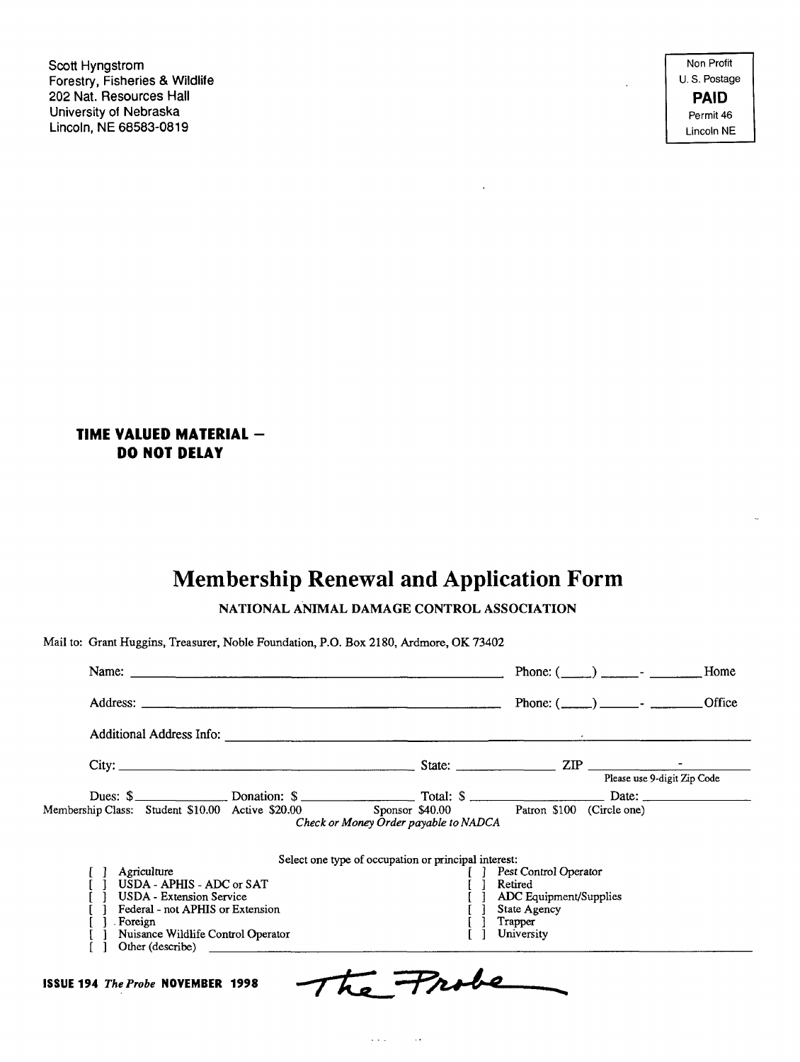Scott Hyngstrom
Forestry, Fisheries & Wildlife
202 Nat. Resources Hall
University of Nebraska
Lincoln, NE 68583-0819

Non Profit
U. S. Postage
**PAID**
Permit 46
Lincoln NE

**TIME VALUED MATERIAL — DO NOT DELAY**

# Membership Renewal and Application Form

**NATIONAL ANIMAL DAMAGE CONTROL ASSOCIATION**

Mail to: Grant Huggins, Treasurer, Noble Foundation, P.O. Box 2180, Ardmore, OK 73402

Name: ______________________________ Phone: (____) _____- _______ Home

Address: ______________________________ Phone: (____) _____- _______ Office

Additional Address Info: ______________________________

City: ____________________ State: __________ ZIP ________-____
Please use 9-digit Zip Code

Dues: $__________ Donation: $__________ Total: $__________ Date: __________

Membership Class: Student $10.00 Active $20.00 Sponsor $40.00 Patron $100 (Circle one)

*Check or Money Order payable to NADCA*

Select one type of occupation or principal interest:

- [ ] Agriculture
- [ ] USDA - APHIS - ADC or SAT
- [ ] USDA - Extension Service
- [ ] Federal - not APHIS or Extension
- [ ] Foreign
- [ ] Nuisance Wildlife Control Operator
- [ ] Other (describe) ______________________________
- [ ] Pest Control Operator
- [ ] Retired
- [ ] ADC Equipment/Supplies
- [ ] State Agency
- [ ] Trapper
- [ ] University

**ISSUE 194** *The Probe* **NOVEMBER 1998**

The Probe